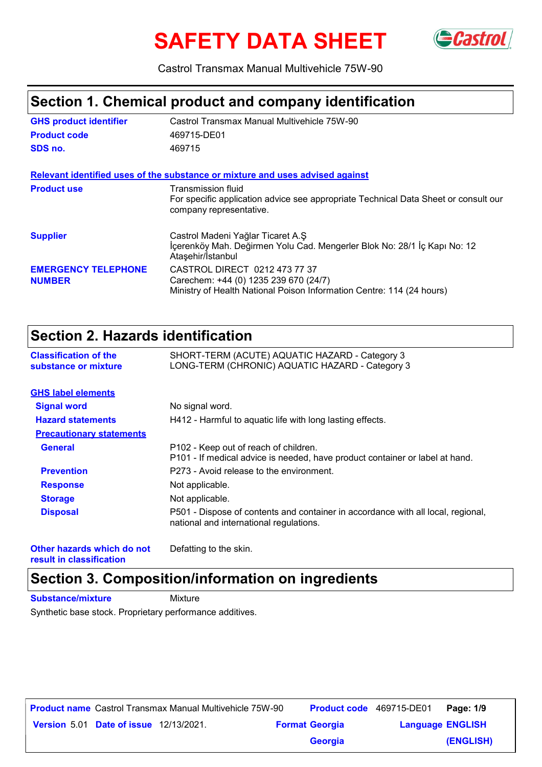# SAFETY DATA SHEET

Castrol Transmax Manual Multivehicle 75W-90

## Section 1. Chemical product and company identification

| | |
|---|---|
| **GHS product identifier** | Castrol Transmax Manual Multivehicle 75W-90 |
| **Product code** | 469715-DE01 |
| **SDS no.** | 469715 |

**Relevant identified uses of the substance or mixture and uses advised against**

| | |
|---|---|
| **Product use** | Transmission fluid<br>For specific application advice see appropriate Technical Data Sheet or consult our company representative. |
| **Supplier** | Castrol Madeni Yağlar Ticaret A.Ş<br>İçerenköy Mah. Değirmen Yolu Cad. Mengerler Blok No: 28/1 İç Kapı No: 12 Ataşehir/İstanbul |
| **EMERGENCY TELEPHONE NUMBER** | CASTROL DIRECT 0212 473 77 37<br>Carechem: +44 (0) 1235 239 670 (24/7)<br>Ministry of Health National Poison Information Centre: 114 (24 hours) |

## Section 2. Hazards identification

| | |
|---|---|
| **Classification of the substance or mixture** | SHORT-TERM (ACUTE) AQUATIC HAZARD - Category 3<br>LONG-TERM (CHRONIC) AQUATIC HAZARD - Category 3 |

**GHS label elements**

| | |
|---|---|
| **Signal word** | No signal word. |
| **Hazard statements** | H412 - Harmful to aquatic life with long lasting effects. |

**Precautionary statements**

| | |
|---|---|
| **General** | P102 - Keep out of reach of children.<br>P101 - If medical advice is needed, have product container or label at hand. |
| **Prevention** | P273 - Avoid release to the environment. |
| **Response** | Not applicable. |
| **Storage** | Not applicable. |
| **Disposal** | P501 - Dispose of contents and container in accordance with all local, regional, national and international regulations. |
| **Other hazards which do not result in classification** | Defatting to the skin. |

## Section 3. Composition/information on ingredients

**Substance/mixture** Mixture

Synthetic base stock. Proprietary performance additives.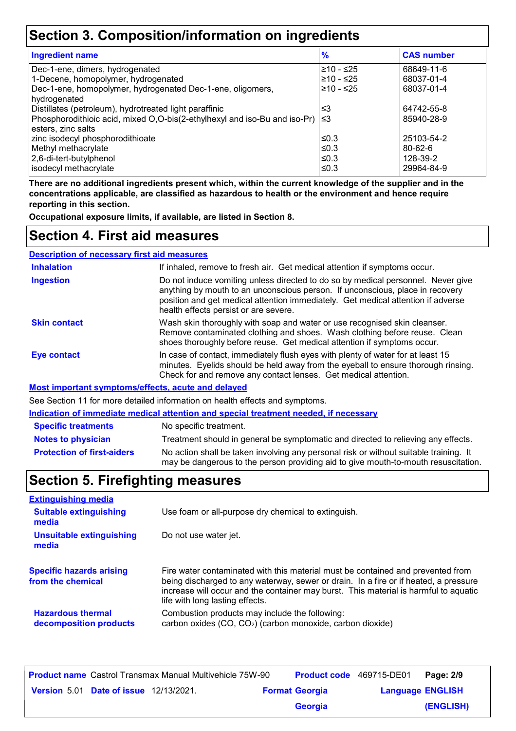## Section 3. Composition/information on ingredients

| Ingredient name | % | CAS number |
|---|---|---|
| Dec-1-ene, dimers, hydrogenated | ≥10 - ≤25 | 68649-11-6 |
| 1-Decene, homopolymer, hydrogenated | ≥10 - ≤25 | 68037-01-4 |
| Dec-1-ene, homopolymer, hydrogenated Dec-1-ene, oligomers, hydrogenated | ≥10 - ≤25 | 68037-01-4 |
| Distillates (petroleum), hydrotreated light paraffinic | ≤3 | 64742-55-8 |
| Phosphorodithioic acid, mixed O,O-bis(2-ethylhexyl and iso-Bu and iso-Pr) esters, zinc salts | ≤3 | 85940-28-9 |
| zinc isodecyl phosphorodithioate | ≤0.3 | 25103-54-2 |
| Methyl methacrylate | ≤0.3 | 80-62-6 |
| 2,6-di-tert-butylphenol | ≤0.3 | 128-39-2 |
| isodecyl methacrylate | ≤0.3 | 29964-84-9 |

**There are no additional ingredients present which, within the current knowledge of the supplier and in the concentrations applicable, are classified as hazardous to health or the environment and hence require reporting in this section.**

**Occupational exposure limits, if available, are listed in Section 8.**

## Section 4. First aid measures

### Description of necessary first aid measures

**Inhalation**: If inhaled, remove to fresh air. Get medical attention if symptoms occur.

**Ingestion**: Do not induce vomiting unless directed to do so by medical personnel. Never give anything by mouth to an unconscious person. If unconscious, place in recovery position and get medical attention immediately. Get medical attention if adverse health effects persist or are severe.

**Skin contact**: Wash skin thoroughly with soap and water or use recognised skin cleanser. Remove contaminated clothing and shoes. Wash clothing before reuse. Clean shoes thoroughly before reuse. Get medical attention if symptoms occur.

**Eye contact**: In case of contact, immediately flush eyes with plenty of water for at least 15 minutes. Eyelids should be held away from the eyeball to ensure thorough rinsing. Check for and remove any contact lenses. Get medical attention.

### Most important symptoms/effects, acute and delayed

See Section 11 for more detailed information on health effects and symptoms.

### Indication of immediate medical attention and special treatment needed, if necessary

**Specific treatments**: No specific treatment.

**Notes to physician**: Treatment should in general be symptomatic and directed to relieving any effects.

**Protection of first-aiders**: No action shall be taken involving any personal risk or without suitable training. It may be dangerous to the person providing aid to give mouth-to-mouth resuscitation.

## Section 5. Firefighting measures

### Extinguishing media

**Suitable extinguishing media**: Use foam or all-purpose dry chemical to extinguish.

**Unsuitable extinguishing media**: Do not use water jet.

**Specific hazards arising from the chemical**: Fire water contaminated with this material must be contained and prevented from being discharged to any waterway, sewer or drain. In a fire or if heated, a pressure increase will occur and the container may burst. This material is harmful to aquatic life with long lasting effects.

**Hazardous thermal decomposition products**: Combustion products may include the following:
carbon oxides (CO, $CO_2$) (carbon monoxide, carbon dioxide)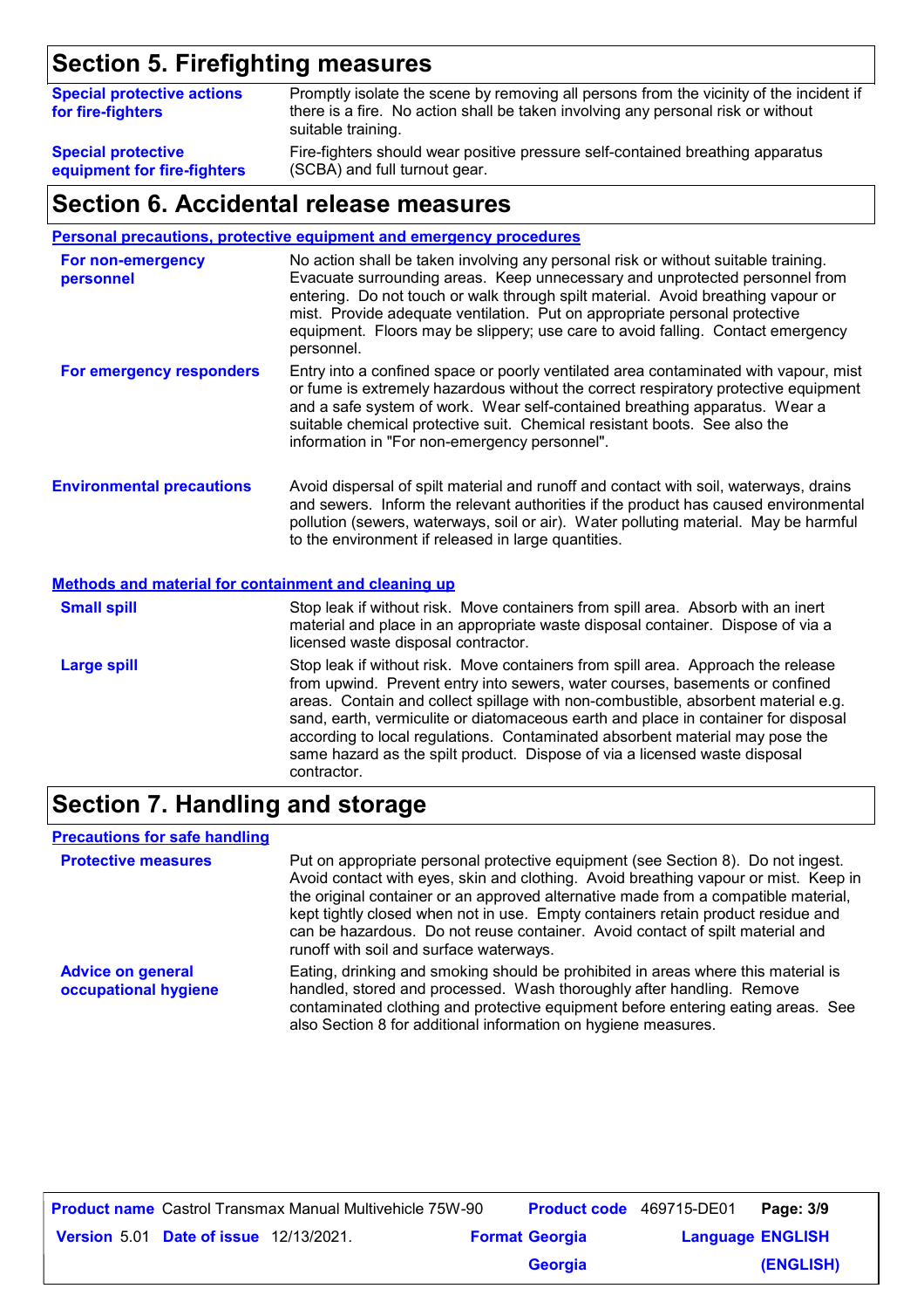## Section 5. Firefighting measures

**Special protective actions for fire-fighters**

Promptly isolate the scene by removing all persons from the vicinity of the incident if there is a fire. No action shall be taken involving any personal risk or without suitable training.

**Special protective equipment for fire-fighters**

Fire-fighters should wear positive pressure self-contained breathing apparatus (SCBA) and full turnout gear.

## Section 6. Accidental release measures

### Personal precautions, protective equipment and emergency procedures

**For non-emergency personnel**

No action shall be taken involving any personal risk or without suitable training. Evacuate surrounding areas. Keep unnecessary and unprotected personnel from entering. Do not touch or walk through spilt material. Avoid breathing vapour or mist. Provide adequate ventilation. Put on appropriate personal protective equipment. Floors may be slippery; use care to avoid falling. Contact emergency personnel.

**For emergency responders**

Entry into a confined space or poorly ventilated area contaminated with vapour, mist or fume is extremely hazardous without the correct respiratory protective equipment and a safe system of work. Wear self-contained breathing apparatus. Wear a suitable chemical protective suit. Chemical resistant boots. See also the information in "For non-emergency personnel".

**Environmental precautions**

Avoid dispersal of spilt material and runoff and contact with soil, waterways, drains and sewers. Inform the relevant authorities if the product has caused environmental pollution (sewers, waterways, soil or air). Water polluting material. May be harmful to the environment if released in large quantities.

### Methods and material for containment and cleaning up

**Small spill**

Stop leak if without risk. Move containers from spill area. Absorb with an inert material and place in an appropriate waste disposal container. Dispose of via a licensed waste disposal contractor.

**Large spill**

Stop leak if without risk. Move containers from spill area. Approach the release from upwind. Prevent entry into sewers, water courses, basements or confined areas. Contain and collect spillage with non-combustible, absorbent material e.g. sand, earth, vermiculite or diatomaceous earth and place in container for disposal according to local regulations. Contaminated absorbent material may pose the same hazard as the spilt product. Dispose of via a licensed waste disposal contractor.

## Section 7. Handling and storage

### Precautions for safe handling

**Protective measures**

Put on appropriate personal protective equipment (see Section 8). Do not ingest. Avoid contact with eyes, skin and clothing. Avoid breathing vapour or mist. Keep in the original container or an approved alternative made from a compatible material, kept tightly closed when not in use. Empty containers retain product residue and can be hazardous. Do not reuse container. Avoid contact of spilt material and runoff with soil and surface waterways.

**Advice on general occupational hygiene**

Eating, drinking and smoking should be prohibited in areas where this material is handled, stored and processed. Wash thoroughly after handling. Remove contaminated clothing and protective equipment before entering eating areas. See also Section 8 for additional information on hygiene measures.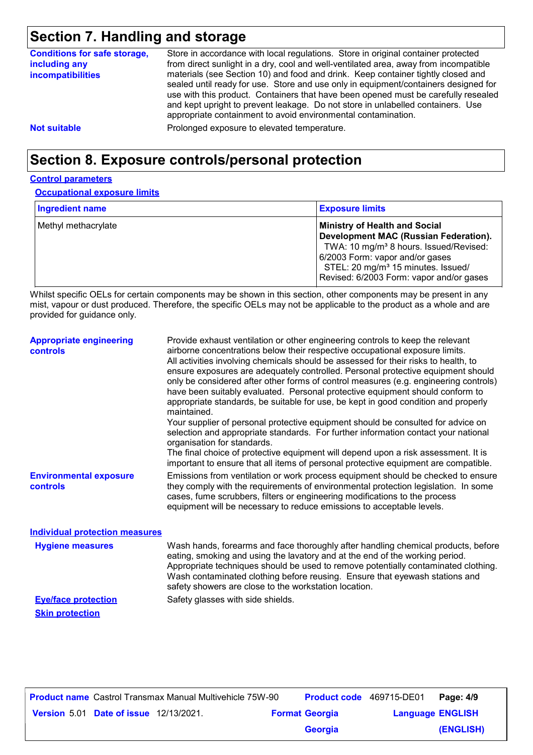## Section 7. Handling and storage

**Conditions for safe storage, including any incompatibilities**

Store in accordance with local regulations. Store in original container protected from direct sunlight in a dry, cool and well-ventilated area, away from incompatible materials (see Section 10) and food and drink. Keep container tightly closed and sealed until ready for use. Store and use only in equipment/containers designed for use with this product. Containers that have been opened must be carefully resealed and kept upright to prevent leakage. Do not store in unlabelled containers. Use appropriate containment to avoid environmental contamination.

**Not suitable**

Prolonged exposure to elevated temperature.

## Section 8. Exposure controls/personal protection

### Control parameters

#### Occupational exposure limits

| Ingredient name | Exposure limits |
| --- | --- |
| Methyl methacrylate | **Ministry of Health and Social Development MAC (Russian Federation).** TWA: 10 mg/m³ 8 hours. Issued/Revised: 6/2003 Form: vapor and/or gases STEL: 20 mg/m³ 15 minutes. Issued/ Revised: 6/2003 Form: vapor and/or gases |

Whilst specific OELs for certain components may be shown in this section, other components may be present in any mist, vapour or dust produced. Therefore, the specific OELs may not be applicable to the product as a whole and are provided for guidance only.

**Appropriate engineering controls**

Provide exhaust ventilation or other engineering controls to keep the relevant airborne concentrations below their respective occupational exposure limits.
All activities involving chemicals should be assessed for their risks to health, to ensure exposures are adequately controlled. Personal protective equipment should only be considered after other forms of control measures (e.g. engineering controls) have been suitably evaluated. Personal protective equipment should conform to appropriate standards, be suitable for use, be kept in good condition and properly maintained.
Your supplier of personal protective equipment should be consulted for advice on selection and appropriate standards. For further information contact your national organisation for standards.
The final choice of protective equipment will depend upon a risk assessment. It is important to ensure that all items of personal protective equipment are compatible.

**Environmental exposure controls**

Emissions from ventilation or work process equipment should be checked to ensure they comply with the requirements of environmental protection legislation. In some cases, fume scrubbers, filters or engineering modifications to the process equipment will be necessary to reduce emissions to acceptable levels.

### Individual protection measures

**Hygiene measures**

Wash hands, forearms and face thoroughly after handling chemical products, before eating, smoking and using the lavatory and at the end of the working period. Appropriate techniques should be used to remove potentially contaminated clothing. Wash contaminated clothing before reusing. Ensure that eyewash stations and safety showers are close to the workstation location.

**Eye/face protection**

Safety glasses with side shields.

**Skin protection**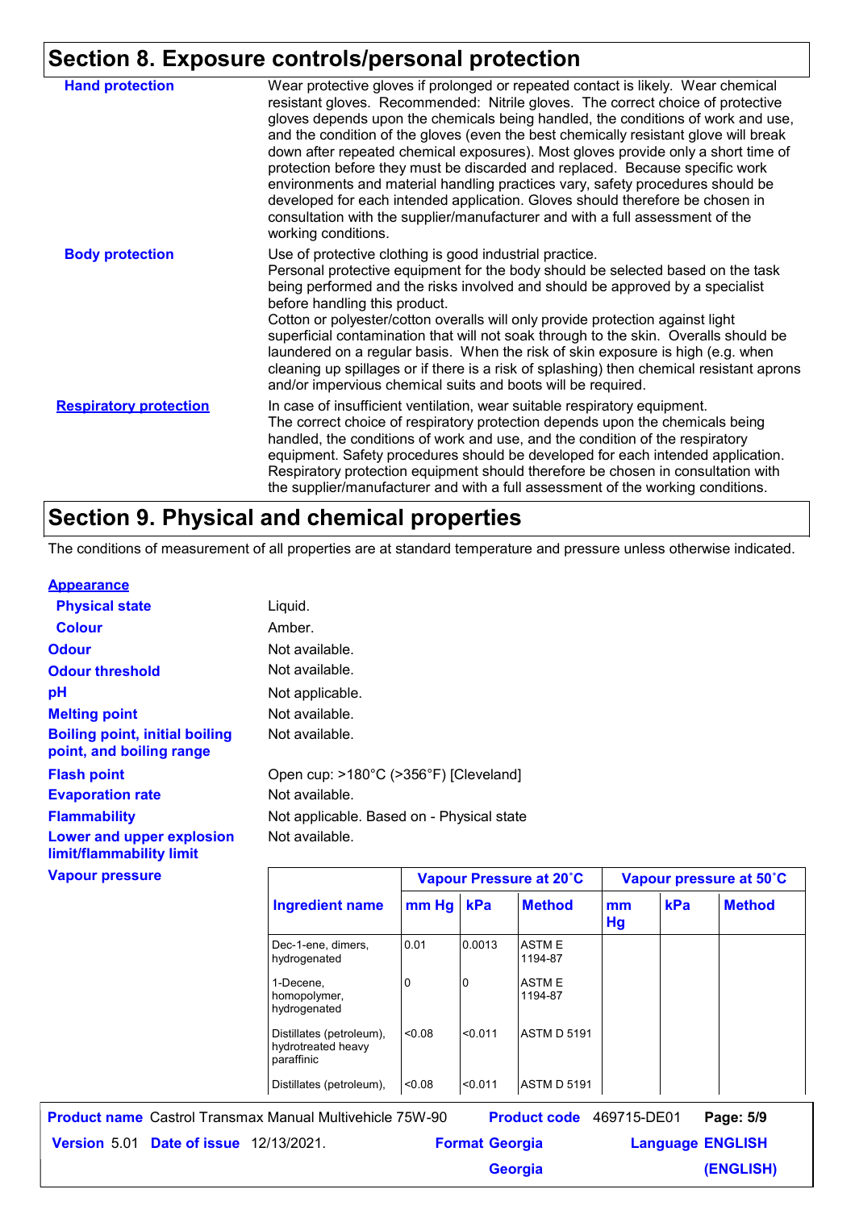## Section 8. Exposure controls/personal protection

| | |
|---|---|
| **Hand protection** | Wear protective gloves if prolonged or repeated contact is likely. Wear chemical resistant gloves. Recommended: Nitrile gloves. The correct choice of protective gloves depends upon the chemicals being handled, the conditions of work and use, and the condition of the gloves (even the best chemically resistant glove will break down after repeated chemical exposures). Most gloves provide only a short time of protection before they must be discarded and replaced. Because specific work environments and material handling practices vary, safety procedures should be developed for each intended application. Gloves should therefore be chosen in consultation with the supplier/manufacturer and with a full assessment of the working conditions. |
| **Body protection** | Use of protective clothing is good industrial practice. Personal protective equipment for the body should be selected based on the task being performed and the risks involved and should be approved by a specialist before handling this product. Cotton or polyester/cotton overalls will only provide protection against light superficial contamination that will not soak through to the skin. Overalls should be laundered on a regular basis. When the risk of skin exposure is high (e.g. when cleaning up spillages or if there is a risk of splashing) then chemical resistant aprons and/or impervious chemical suits and boots will be required. |
| **Respiratory protection** | In case of insufficient ventilation, wear suitable respiratory equipment. The correct choice of respiratory protection depends upon the chemicals being handled, the conditions of work and use, and the condition of the respiratory equipment. Safety procedures should be developed for each intended application. Respiratory protection equipment should therefore be chosen in consultation with the supplier/manufacturer and with a full assessment of the working conditions. |

## Section 9. Physical and chemical properties

The conditions of measurement of all properties are at standard temperature and pressure unless otherwise indicated.

**Appearance**

| | |
|---|---|
| **Physical state** | Liquid. |
| **Colour** | Amber. |
| **Odour** | Not available. |
| **Odour threshold** | Not available. |
| **pH** | Not applicable. |
| **Melting point** | Not available. |
| **Boiling point, initial boiling point, and boiling range** | Not available. |
| **Flash point** | Open cup: >180°C (>356°F) [Cleveland] |
| **Evaporation rate** | Not available. |
| **Flammability** | Not applicable. Based on - Physical state |
| **Lower and upper explosion limit/flammability limit** | Not available. |

**Vapour pressure**

| | Vapour Pressure at 20˚C | | | Vapour pressure at 50˚C | | |
|---|---|---|---|---|---|---|
| **Ingredient name** | **mm Hg** | **kPa** | **Method** | **mm Hg** | **kPa** | **Method** |
| Dec-1-ene, dimers, hydrogenated | 0.01 | 0.0013 | ASTM E 1194-87 | | | |
| 1-Decene, homopolymer, hydrogenated | 0 | 0 | ASTM E 1194-87 | | | |
| Distillates (petroleum), hydrotreated heavy paraffinic | <0.08 | <0.011 | ASTM D 5191 | | | |
| Distillates (petroleum), | <0.08 | <0.011 | ASTM D 5191 | | | |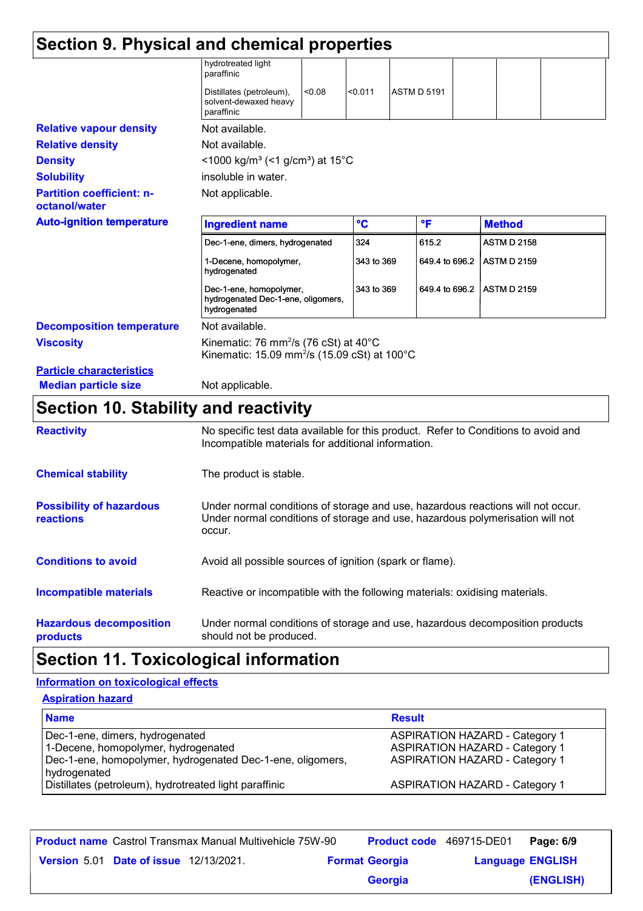# Section 9. Physical and chemical properties

| | | | | | | |
|---|---|---|---|---|---|---|
| hydrotreated light paraffinic | | | | | | |
| Distillates (petroleum), solvent-dewaxed heavy paraffinic | <0.08 | <0.011 | ASTM D 5191 | | | |

**Relative vapour density** Not available.

**Relative density** Not available.

**Density** <1000 kg/m³ (<1 g/cm³) at 15°C

**Solubility** insoluble in water.

**Partition coefficient: n-octanol/water** Not applicable.

**Auto-ignition temperature**

| Ingredient name | °C | °F | Method |
|---|---|---|---|
| Dec-1-ene, dimers, hydrogenated | 324 | 615.2 | ASTM D 2158 |
| 1-Decene, homopolymer, hydrogenated | 343 to 369 | 649.4 to 696.2 | ASTM D 2159 |
| Dec-1-ene, homopolymer, hydrogenated Dec-1-ene, oligomers, hydrogenated | 343 to 369 | 649.4 to 696.2 | ASTM D 2159 |

**Decomposition temperature** Not available.

**Viscosity** Kinematic: 76 $mm^2/s$ (76 cSt) at 40°C
Kinematic: 15.09 $mm^2/s$ (15.09 cSt) at 100°C

**Particle characteristics**

**Median particle size** Not applicable.

# Section 10. Stability and reactivity

**Reactivity** No specific test data available for this product. Refer to Conditions to avoid and Incompatible materials for additional information.

**Chemical stability** The product is stable.

**Possibility of hazardous reactions** Under normal conditions of storage and use, hazardous reactions will not occur. Under normal conditions of storage and use, hazardous polymerisation will not occur.

**Conditions to avoid** Avoid all possible sources of ignition (spark or flame).

**Incompatible materials** Reactive or incompatible with the following materials: oxidising materials.

**Hazardous decomposition products** Under normal conditions of storage and use, hazardous decomposition products should not be produced.

# Section 11. Toxicological information

**Information on toxicological effects**

**Aspiration hazard**

| Name | Result |
|---|---|
| Dec-1-ene, dimers, hydrogenated | ASPIRATION HAZARD - Category 1 |
| 1-Decene, homopolymer, hydrogenated | ASPIRATION HAZARD - Category 1 |
| Dec-1-ene, homopolymer, hydrogenated Dec-1-ene, oligomers, hydrogenated | ASPIRATION HAZARD - Category 1 |
| Distillates (petroleum), hydrotreated light paraffinic | ASPIRATION HAZARD - Category 1 |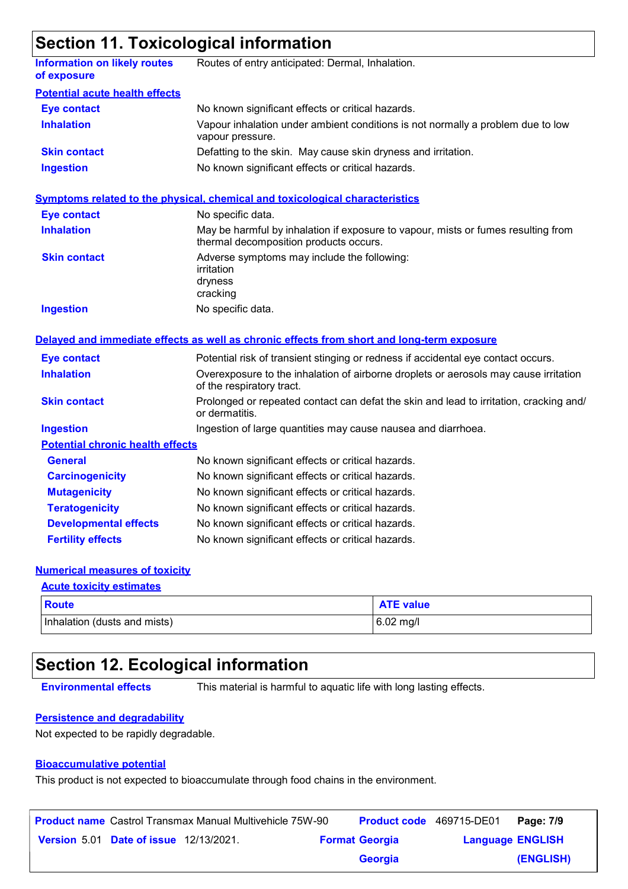## Section 11. Toxicological information

**Information on likely routes of exposure**: Routes of entry anticipated: Dermal, Inhalation.

### Potential acute health effects

**Eye contact**: No known significant effects or critical hazards.

**Inhalation**: Vapour inhalation under ambient conditions is not normally a problem due to low vapour pressure.

**Skin contact**: Defatting to the skin. May cause skin dryness and irritation.

**Ingestion**: No known significant effects or critical hazards.

### Symptoms related to the physical, chemical and toxicological characteristics

**Eye contact**: No specific data.

**Inhalation**: May be harmful by inhalation if exposure to vapour, mists or fumes resulting from thermal decomposition products occurs.

**Skin contact**: Adverse symptoms may include the following:
irritation
dryness
cracking

**Ingestion**: No specific data.

### Delayed and immediate effects as well as chronic effects from short and long-term exposure

**Eye contact**: Potential risk of transient stinging or redness if accidental eye contact occurs.

**Inhalation**: Overexposure to the inhalation of airborne droplets or aerosols may cause irritation of the respiratory tract.

**Skin contact**: Prolonged or repeated contact can defat the skin and lead to irritation, cracking and/or dermatitis.

**Ingestion**: Ingestion of large quantities may cause nausea and diarrhoea.

#### Potential chronic health effects

**General**: No known significant effects or critical hazards.

**Carcinogenicity**: No known significant effects or critical hazards.

**Mutagenicity**: No known significant effects or critical hazards.

**Teratogenicity**: No known significant effects or critical hazards.

**Developmental effects**: No known significant effects or critical hazards.

**Fertility effects**: No known significant effects or critical hazards.

### Numerical measures of toxicity

#### Acute toxicity estimates

| Route | ATE value |
|---|---|
| Inhalation (dusts and mists) | 6.02 mg/l |

## Section 12. Ecological information

**Environmental effects**: This material is harmful to aquatic life with long lasting effects.

### Persistence and degradability

Not expected to be rapidly degradable.

### Bioaccumulative potential

This product is not expected to bioaccumulate through food chains in the environment.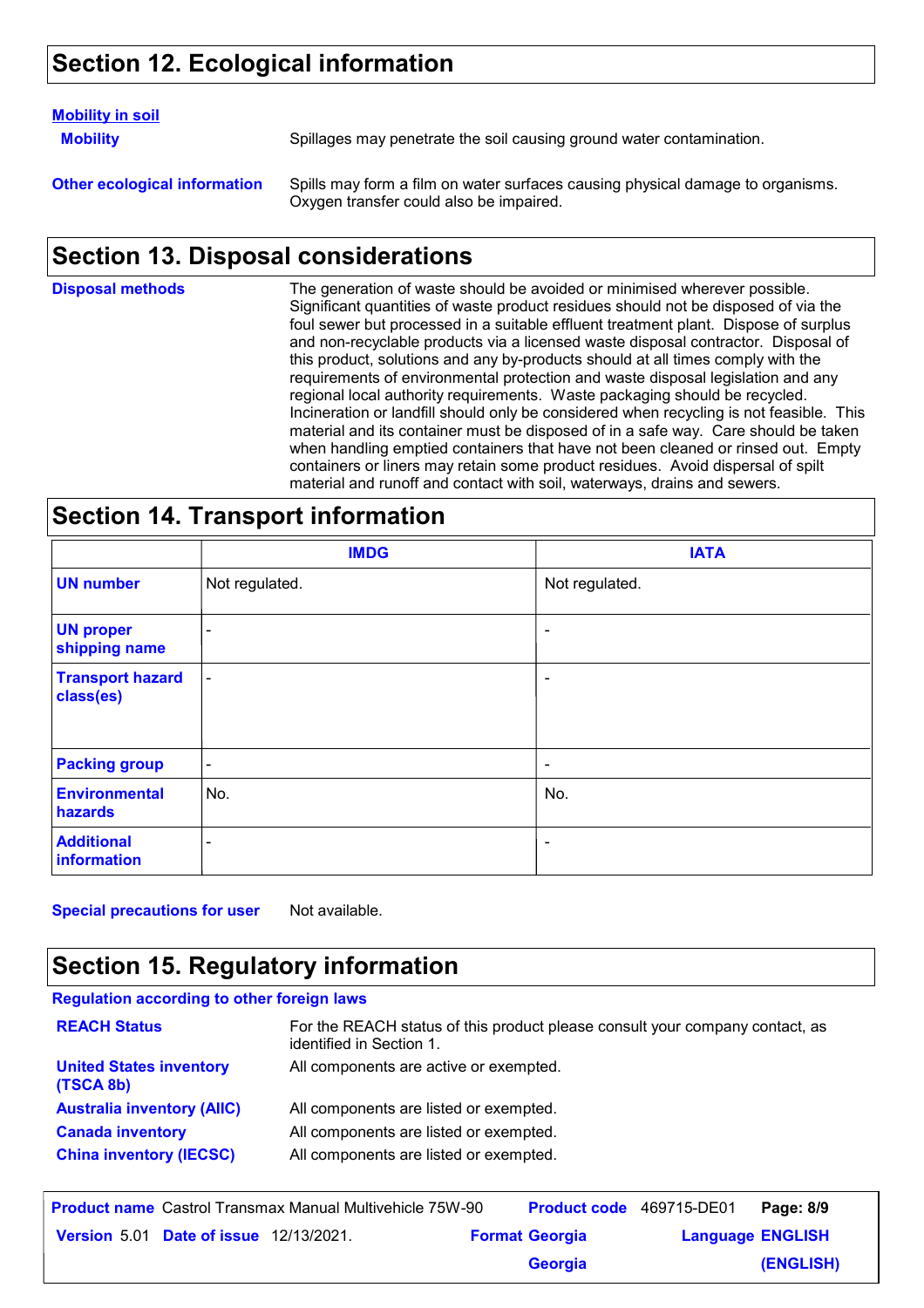## Section 12. Ecological information

**Mobility in soil**

**Mobility** — Spillages may penetrate the soil causing ground water contamination.

**Other ecological information** — Spills may form a film on water surfaces causing physical damage to organisms. Oxygen transfer could also be impaired.

## Section 13. Disposal considerations

**Disposal methods** — The generation of waste should be avoided or minimised wherever possible. Significant quantities of waste product residues should not be disposed of via the foul sewer but processed in a suitable effluent treatment plant. Dispose of surplus and non-recyclable products via a licensed waste disposal contractor. Disposal of this product, solutions and any by-products should at all times comply with the requirements of environmental protection and waste disposal legislation and any regional local authority requirements. Waste packaging should be recycled. Incineration or landfill should only be considered when recycling is not feasible. This material and its container must be disposed of in a safe way. Care should be taken when handling emptied containers that have not been cleaned or rinsed out. Empty containers or liners may retain some product residues. Avoid dispersal of spilt material and runoff and contact with soil, waterways, drains and sewers.

## Section 14. Transport information

| | IMDG | IATA |
|---|---|---|
| UN number | Not regulated. | Not regulated. |
| UN proper shipping name | - | - |
| Transport hazard class(es) | - | - |
| Packing group | - | - |
| Environmental hazards | No. | No. |
| Additional information | - | - |

**Special precautions for user** — Not available.

## Section 15. Regulatory information

**Regulation according to other foreign laws**

**REACH Status** — For the REACH status of this product please consult your company contact, as identified in Section 1.

**United States inventory (TSCA 8b)** — All components are active or exempted.

**Australia inventory (AIIC)** — All components are listed or exempted.

**Canada inventory** — All components are listed or exempted.

**China inventory (IECSC)** — All components are listed or exempted.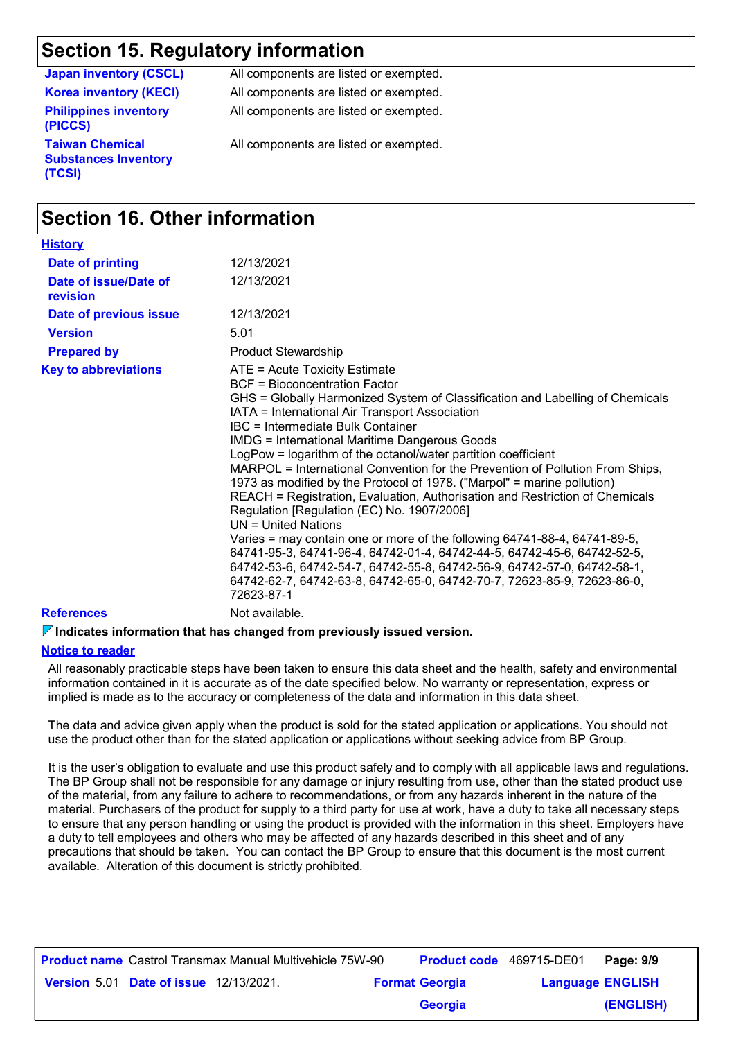## Section 15. Regulatory information

| | |
|---|---|
| **Japan inventory (CSCL)** | All components are listed or exempted. |
| **Korea inventory (KECI)** | All components are listed or exempted. |
| **Philippines inventory (PICCS)** | All components are listed or exempted. |
| **Taiwan Chemical Substances Inventory (TCSI)** | All components are listed or exempted. |

## Section 16. Other information

**History**

| | |
|---|---|
| **Date of printing** | 12/13/2021 |
| **Date of issue/Date of revision** | 12/13/2021 |
| **Date of previous issue** | 12/13/2021 |
| **Version** | 5.01 |
| **Prepared by** | Product Stewardship |

**Key to abbreviations**

ATE = Acute Toxicity Estimate
BCF = Bioconcentration Factor
GHS = Globally Harmonized System of Classification and Labelling of Chemicals
IATA = International Air Transport Association
IBC = Intermediate Bulk Container
IMDG = International Maritime Dangerous Goods
LogPow = logarithm of the octanol/water partition coefficient
MARPOL = International Convention for the Prevention of Pollution From Ships, 1973 as modified by the Protocol of 1978. ("Marpol" = marine pollution)
REACH = Registration, Evaluation, Authorisation and Restriction of Chemicals Regulation [Regulation (EC) No. 1907/2006]
UN = United Nations
Varies = may contain one or more of the following 64741-88-4, 64741-89-5, 64741-95-3, 64741-96-4, 64742-01-4, 64742-44-5, 64742-45-6, 64742-52-5, 64742-53-6, 64742-54-7, 64742-55-8, 64742-56-9, 64742-57-0, 64742-58-1, 64742-62-7, 64742-63-8, 64742-65-0, 64742-70-7, 72623-85-9, 72623-86-0, 72623-87-1

**References** Not available.

**Indicates information that has changed from previously issued version.**

**Notice to reader**

All reasonably practicable steps have been taken to ensure this data sheet and the health, safety and environmental information contained in it is accurate as of the date specified below. No warranty or representation, express or implied is made as to the accuracy or completeness of the data and information in this data sheet.

The data and advice given apply when the product is sold for the stated application or applications. You should not use the product other than for the stated application or applications without seeking advice from BP Group.

It is the user's obligation to evaluate and use this product safely and to comply with all applicable laws and regulations. The BP Group shall not be responsible for any damage or injury resulting from use, other than the stated product use of the material, from any failure to adhere to recommendations, or from any hazards inherent in the nature of the material. Purchasers of the product for supply to a third party for use at work, have a duty to take all necessary steps to ensure that any person handling or using the product is provided with the information in this sheet. Employers have a duty to tell employees and others who may be affected of any hazards described in this sheet and of any precautions that should be taken. You can contact the BP Group to ensure that this document is the most current available. Alteration of this document is strictly prohibited.